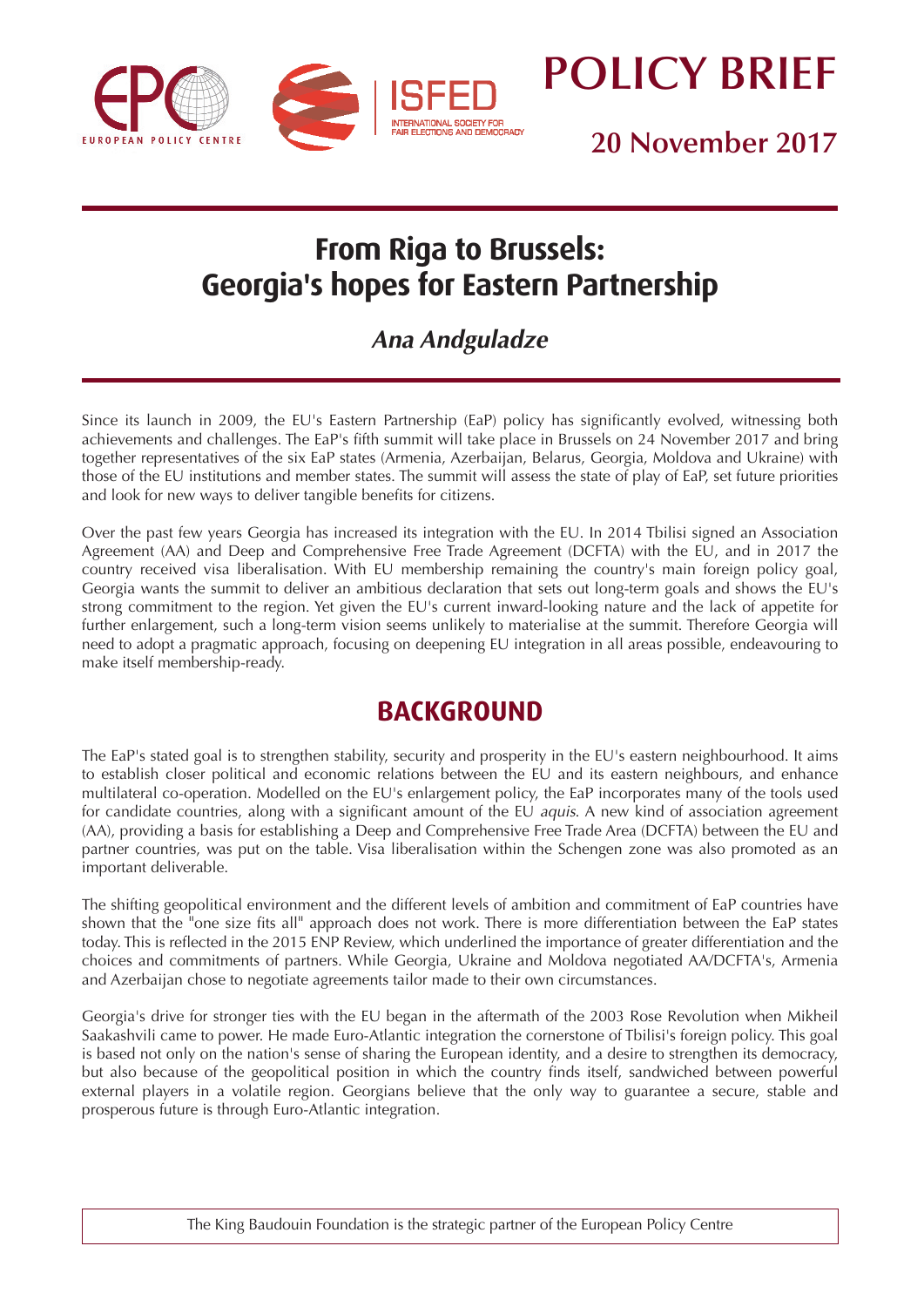POLICY BRIEF

20 November 2017

# From Riga to Brussels: Georgia's hopes for Eastern Partnership

***Ana Andguladze***

Since its launch in 2009, the EU's Eastern Partnership (EaP) policy has significantly evolved, witnessing both achievements and challenges. The EaP's fifth summit will take place in Brussels on 24 November 2017 and bring together representatives of the six EaP states (Armenia, Azerbaijan, Belarus, Georgia, Moldova and Ukraine) with those of the EU institutions and member states. The summit will assess the state of play of EaP, set future priorities and look for new ways to deliver tangible benefits for citizens.

Over the past few years Georgia has increased its integration with the EU. In 2014 Tbilisi signed an Association Agreement (AA) and Deep and Comprehensive Free Trade Agreement (DCFTA) with the EU, and in 2017 the country received visa liberalisation. With EU membership remaining the country's main foreign policy goal, Georgia wants the summit to deliver an ambitious declaration that sets out long-term goals and shows the EU's strong commitment to the region. Yet given the EU's current inward-looking nature and the lack of appetite for further enlargement, such a long-term vision seems unlikely to materialise at the summit. Therefore Georgia will need to adopt a pragmatic approach, focusing on deepening EU integration in all areas possible, endeavouring to make itself membership-ready.

## BACKGROUND

The EaP's stated goal is to strengthen stability, security and prosperity in the EU's eastern neighbourhood. It aims to establish closer political and economic relations between the EU and its eastern neighbours, and enhance multilateral co-operation. Modelled on the EU's enlargement policy, the EaP incorporates many of the tools used for candidate countries, along with a significant amount of the EU *aquis*. A new kind of association agreement (AA), providing a basis for establishing a Deep and Comprehensive Free Trade Area (DCFTA) between the EU and partner countries, was put on the table. Visa liberalisation within the Schengen zone was also promoted as an important deliverable.

The shifting geopolitical environment and the different levels of ambition and commitment of EaP countries have shown that the "one size fits all" approach does not work. There is more differentiation between the EaP states today. This is reflected in the 2015 ENP Review, which underlined the importance of greater differentiation and the choices and commitments of partners. While Georgia, Ukraine and Moldova negotiated AA/DCFTA's, Armenia and Azerbaijan chose to negotiate agreements tailor made to their own circumstances.

Georgia's drive for stronger ties with the EU began in the aftermath of the 2003 Rose Revolution when Mikheil Saakashvili came to power. He made Euro-Atlantic integration the cornerstone of Tbilisi's foreign policy. This goal is based not only on the nation's sense of sharing the European identity, and a desire to strengthen its democracy, but also because of the geopolitical position in which the country finds itself, sandwiched between powerful external players in a volatile region. Georgians believe that the only way to guarantee a secure, stable and prosperous future is through Euro-Atlantic integration.

The King Baudouin Foundation is the strategic partner of the European Policy Centre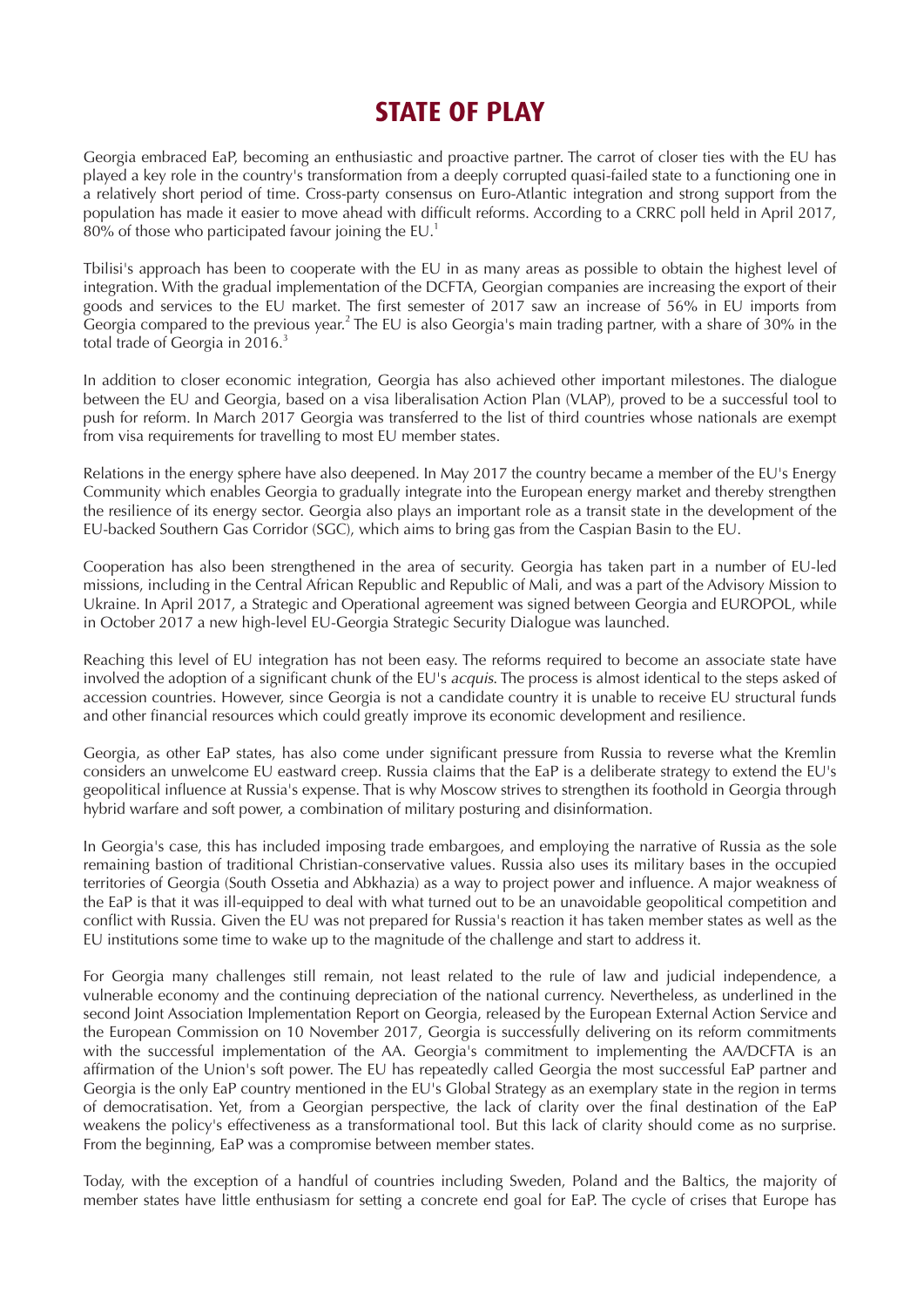# STATE OF PLAY

Georgia embraced EaP, becoming an enthusiastic and proactive partner. The carrot of closer ties with the EU has played a key role in the country's transformation from a deeply corrupted quasi-failed state to a functioning one in a relatively short period of time. Cross-party consensus on Euro-Atlantic integration and strong support from the population has made it easier to move ahead with difficult reforms. According to a CRRC poll held in April 2017, 80% of those who participated favour joining the EU.[1]

Tbilisi's approach has been to cooperate with the EU in as many areas as possible to obtain the highest level of integration. With the gradual implementation of the DCFTA, Georgian companies are increasing the export of their goods and services to the EU market. The first semester of 2017 saw an increase of 56% in EU imports from Georgia compared to the previous year.[2] The EU is also Georgia's main trading partner, with a share of 30% in the total trade of Georgia in 2016.[3]

In addition to closer economic integration, Georgia has also achieved other important milestones. The dialogue between the EU and Georgia, based on a visa liberalisation Action Plan (VLAP), proved to be a successful tool to push for reform. In March 2017 Georgia was transferred to the list of third countries whose nationals are exempt from visa requirements for travelling to most EU member states.

Relations in the energy sphere have also deepened. In May 2017 the country became a member of the EU's Energy Community which enables Georgia to gradually integrate into the European energy market and thereby strengthen the resilience of its energy sector. Georgia also plays an important role as a transit state in the development of the EU-backed Southern Gas Corridor (SGC), which aims to bring gas from the Caspian Basin to the EU.

Cooperation has also been strengthened in the area of security. Georgia has taken part in a number of EU-led missions, including in the Central African Republic and Republic of Mali, and was a part of the Advisory Mission to Ukraine. In April 2017, a Strategic and Operational agreement was signed between Georgia and EUROPOL, while in October 2017 a new high-level EU-Georgia Strategic Security Dialogue was launched.

Reaching this level of EU integration has not been easy. The reforms required to become an associate state have involved the adoption of a significant chunk of the EU's *acquis*. The process is almost identical to the steps asked of accession countries. However, since Georgia is not a candidate country it is unable to receive EU structural funds and other financial resources which could greatly improve its economic development and resilience.

Georgia, as other EaP states, has also come under significant pressure from Russia to reverse what the Kremlin considers an unwelcome EU eastward creep. Russia claims that the EaP is a deliberate strategy to extend the EU's geopolitical influence at Russia's expense. That is why Moscow strives to strengthen its foothold in Georgia through hybrid warfare and soft power, a combination of military posturing and disinformation.

In Georgia's case, this has included imposing trade embargoes, and employing the narrative of Russia as the sole remaining bastion of traditional Christian-conservative values. Russia also uses its military bases in the occupied territories of Georgia (South Ossetia and Abkhazia) as a way to project power and influence. A major weakness of the EaP is that it was ill-equipped to deal with what turned out to be an unavoidable geopolitical competition and conflict with Russia. Given the EU was not prepared for Russia's reaction it has taken member states as well as the EU institutions some time to wake up to the magnitude of the challenge and start to address it.

For Georgia many challenges still remain, not least related to the rule of law and judicial independence, a vulnerable economy and the continuing depreciation of the national currency. Nevertheless, as underlined in the second Joint Association Implementation Report on Georgia, released by the European External Action Service and the European Commission on 10 November 2017, Georgia is successfully delivering on its reform commitments with the successful implementation of the AA. Georgia's commitment to implementing the AA/DCFTA is an affirmation of the Union's soft power. The EU has repeatedly called Georgia the most successful EaP partner and Georgia is the only EaP country mentioned in the EU's Global Strategy as an exemplary state in the region in terms of democratisation. Yet, from a Georgian perspective, the lack of clarity over the final destination of the EaP weakens the policy's effectiveness as a transformational tool. But this lack of clarity should come as no surprise. From the beginning, EaP was a compromise between member states.

Today, with the exception of a handful of countries including Sweden, Poland and the Baltics, the majority of member states have little enthusiasm for setting a concrete end goal for EaP. The cycle of crises that Europe has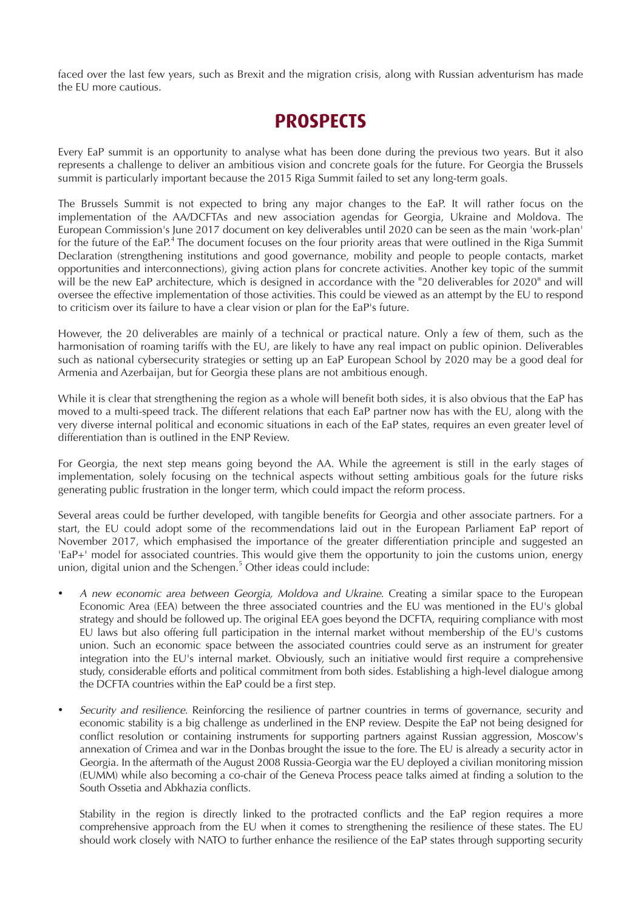faced over the last few years, such as Brexit and the migration crisis, along with Russian adventurism has made the EU more cautious.

# PROSPECTS

Every EaP summit is an opportunity to analyse what has been done during the previous two years. But it also represents a challenge to deliver an ambitious vision and concrete goals for the future. For Georgia the Brussels summit is particularly important because the 2015 Riga Summit failed to set any long-term goals.

The Brussels Summit is not expected to bring any major changes to the EaP. It will rather focus on the implementation of the AA/DCFTAs and new association agendas for Georgia, Ukraine and Moldova. The European Commission's June 2017 document on key deliverables until 2020 can be seen as the main 'work-plan' for the future of the EaP.[4] The document focuses on the four priority areas that were outlined in the Riga Summit Declaration (strengthening institutions and good governance, mobility and people to people contacts, market opportunities and interconnections), giving action plans for concrete activities. Another key topic of the summit will be the new EaP architecture, which is designed in accordance with the "20 deliverables for 2020" and will oversee the effective implementation of those activities. This could be viewed as an attempt by the EU to respond to criticism over its failure to have a clear vision or plan for the EaP's future.

However, the 20 deliverables are mainly of a technical or practical nature. Only a few of them, such as the harmonisation of roaming tariffs with the EU, are likely to have any real impact on public opinion. Deliverables such as national cybersecurity strategies or setting up an EaP European School by 2020 may be a good deal for Armenia and Azerbaijan, but for Georgia these plans are not ambitious enough.

While it is clear that strengthening the region as a whole will benefit both sides, it is also obvious that the EaP has moved to a multi-speed track. The different relations that each EaP partner now has with the EU, along with the very diverse internal political and economic situations in each of the EaP states, requires an even greater level of differentiation than is outlined in the ENP Review.

For Georgia, the next step means going beyond the AA. While the agreement is still in the early stages of implementation, solely focusing on the technical aspects without setting ambitious goals for the future risks generating public frustration in the longer term, which could impact the reform process.

Several areas could be further developed, with tangible benefits for Georgia and other associate partners. For a start, the EU could adopt some of the recommendations laid out in the European Parliament EaP report of November 2017, which emphasised the importance of the greater differentiation principle and suggested an 'EaP+' model for associated countries. This would give them the opportunity to join the customs union, energy union, digital union and the Schengen.[5] Other ideas could include:

- *A new economic area between Georgia, Moldova and Ukraine*. Creating a similar space to the European Economic Area (EEA) between the three associated countries and the EU was mentioned in the EU's global strategy and should be followed up. The original EEA goes beyond the DCFTA, requiring compliance with most EU laws but also offering full participation in the internal market without membership of the EU's customs union. Such an economic space between the associated countries could serve as an instrument for greater integration into the EU's internal market. Obviously, such an initiative would first require a comprehensive study, considerable efforts and political commitment from both sides. Establishing a high-level dialogue among the DCFTA countries within the EaP could be a first step.

- *Security and resilience*. Reinforcing the resilience of partner countries in terms of governance, security and economic stability is a big challenge as underlined in the ENP review. Despite the EaP not being designed for conflict resolution or containing instruments for supporting partners against Russian aggression, Moscow's annexation of Crimea and war in the Donbas brought the issue to the fore. The EU is already a security actor in Georgia. In the aftermath of the August 2008 Russia-Georgia war the EU deployed a civilian monitoring mission (EUMM) while also becoming a co-chair of the Geneva Process peace talks aimed at finding a solution to the South Ossetia and Abkhazia conflicts.

  Stability in the region is directly linked to the protracted conflicts and the EaP region requires a more comprehensive approach from the EU when it comes to strengthening the resilience of these states. The EU should work closely with NATO to further enhance the resilience of the EaP states through supporting security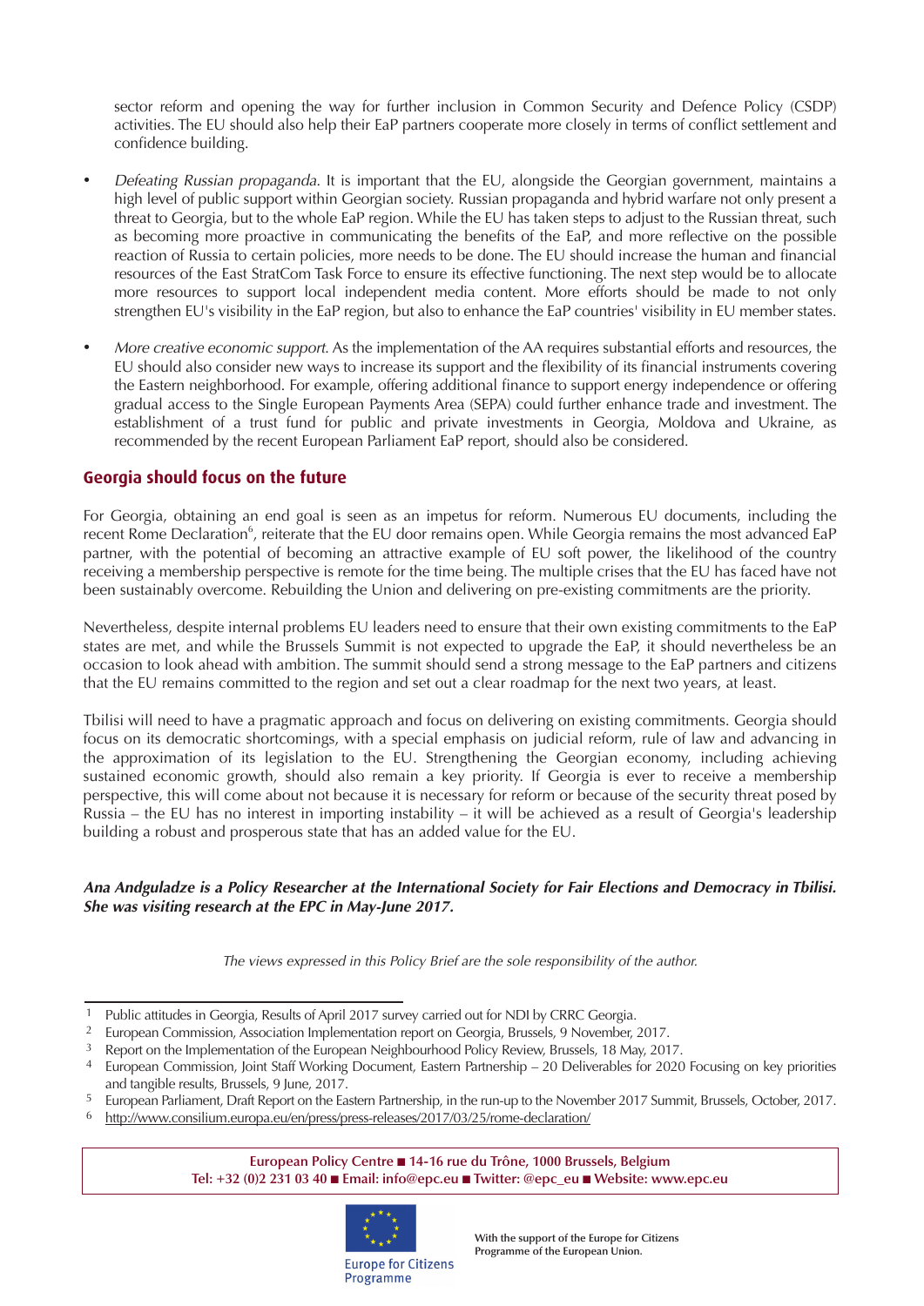sector reform and opening the way for further inclusion in Common Security and Defence Policy (CSDP) activities. The EU should also help their EaP partners cooperate more closely in terms of conflict settlement and confidence building.

- *Defeating Russian propaganda*. It is important that the EU, alongside the Georgian government, maintains a high level of public support within Georgian society. Russian propaganda and hybrid warfare not only present a threat to Georgia, but to the whole EaP region. While the EU has taken steps to adjust to the Russian threat, such as becoming more proactive in communicating the benefits of the EaP, and more reflective on the possible reaction of Russia to certain policies, more needs to be done. The EU should increase the human and financial resources of the East StratCom Task Force to ensure its effective functioning. The next step would be to allocate more resources to support local independent media content. More efforts should be made to not only strengthen EU's visibility in the EaP region, but also to enhance the EaP countries' visibility in EU member states.

- *More creative economic support*. As the implementation of the AA requires substantial efforts and resources, the EU should also consider new ways to increase its support and the flexibility of its financial instruments covering the Eastern neighborhood. For example, offering additional finance to support energy independence or offering gradual access to the Single European Payments Area (SEPA) could further enhance trade and investment. The establishment of a trust fund for public and private investments in Georgia, Moldova and Ukraine, as recommended by the recent European Parliament EaP report, should also be considered.

## Georgia should focus on the future

For Georgia, obtaining an end goal is seen as an impetus for reform. Numerous EU documents, including the recent Rome Declaration[6], reiterate that the EU door remains open. While Georgia remains the most advanced EaP partner, with the potential of becoming an attractive example of EU soft power, the likelihood of the country receiving a membership perspective is remote for the time being. The multiple crises that the EU has faced have not been sustainably overcome. Rebuilding the Union and delivering on pre-existing commitments are the priority.

Nevertheless, despite internal problems EU leaders need to ensure that their own existing commitments to the EaP states are met, and while the Brussels Summit is not expected to upgrade the EaP, it should nevertheless be an occasion to look ahead with ambition. The summit should send a strong message to the EaP partners and citizens that the EU remains committed to the region and set out a clear roadmap for the next two years, at least.

Tbilisi will need to have a pragmatic approach and focus on delivering on existing commitments. Georgia should focus on its democratic shortcomings, with a special emphasis on judicial reform, rule of law and advancing in the approximation of its legislation to the EU. Strengthening the Georgian economy, including achieving sustained economic growth, should also remain a key priority. If Georgia is ever to receive a membership perspective, this will come about not because it is necessary for reform or because of the security threat posed by Russia – the EU has no interest in importing instability – it will be achieved as a result of Georgia's leadership building a robust and prosperous state that has an added value for the EU.

***Ana Andguladze is a Policy Researcher at the International Society for Fair Elections and Democracy in Tbilisi. She was visiting research at the EPC in May-June 2017.***

*The views expressed in this Policy Brief are the sole responsibility of the author.*

---

1 Public attitudes in Georgia, Results of April 2017 survey carried out for NDI by CRRC Georgia.
2 European Commission, Association Implementation report on Georgia, Brussels, 9 November, 2017.
3 Report on the Implementation of the European Neighbourhood Policy Review, Brussels, 18 May, 2017.
4 European Commission, Joint Staff Working Document, Eastern Partnership – 20 Deliverables for 2020 Focusing on key priorities and tangible results, Brussels, 9 June, 2017.
5 European Parliament, Draft Report on the Eastern Partnership, in the run-up to the November 2017 Summit, Brussels, October, 2017.
6 http://www.consilium.europa.eu/en/press/press-releases/2017/03/25/rome-declaration/

**European Policy Centre ■ 14-16 rue du Trône, 1000 Brussels, Belgium**
**Tel: +32 (0)2 231 03 40 ■ Email: info@epc.eu ■ Twitter: @epc_eu ■ Website: www.epc.eu**

Europe for Citizens Programme

With the support of the Europe for Citizens Programme of the European Union.